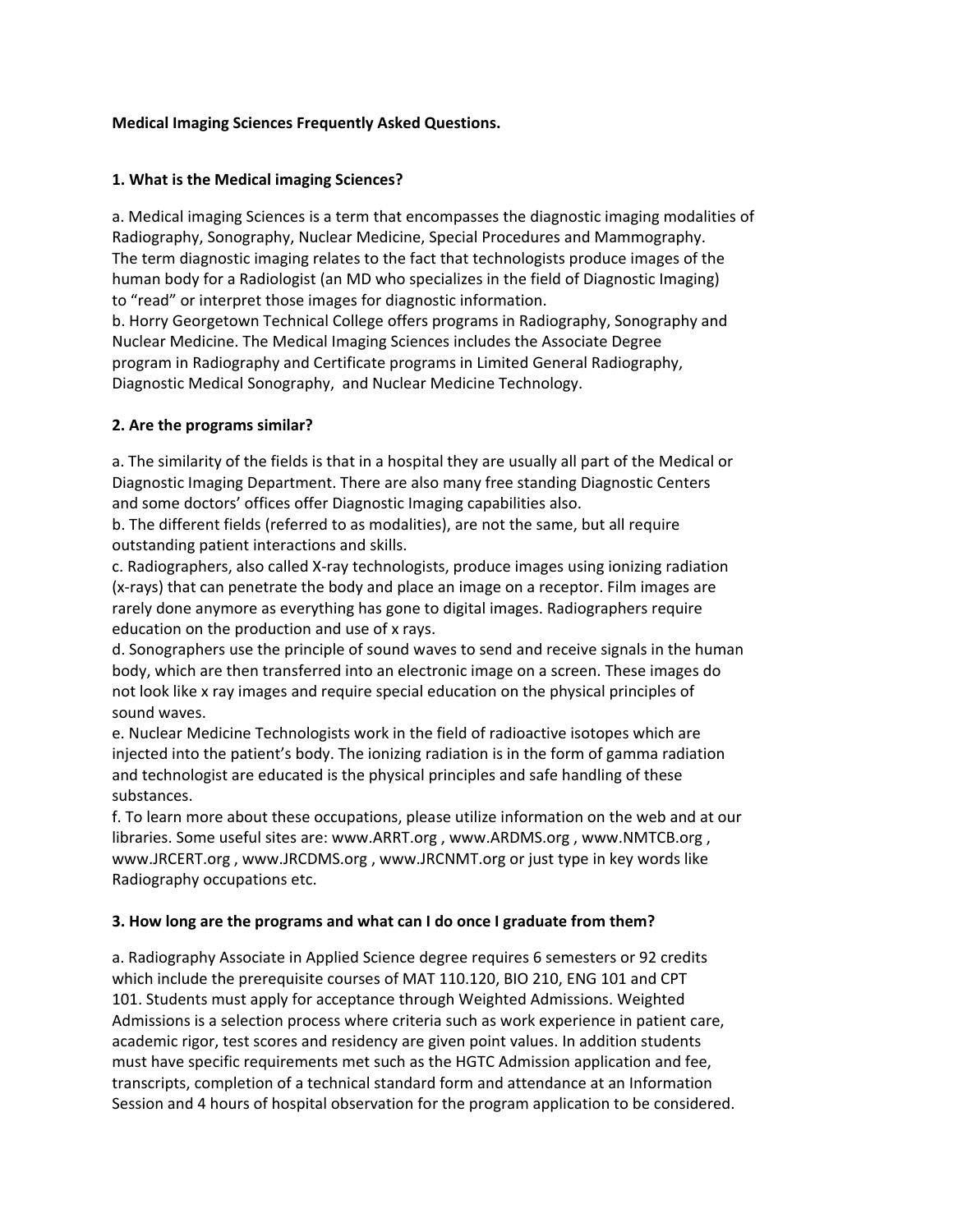**Medical Imaging Sciences Frequently Asked Questions.**

**1. What is the Medical imaging Sciences?**

a. Medical imaging Sciences is a term that encompasses the diagnostic imaging modalities of Radiography, Sonography, Nuclear Medicine, Special Procedures and Mammography. The term diagnostic imaging relates to the fact that technologists produce images of the human body for a Radiologist (an MD who specializes in the field of Diagnostic Imaging) to "read" or interpret those images for diagnostic information.

b. Horry Georgetown Technical College offers programs in Radiography, Sonography and Nuclear Medicine. The Medical Imaging Sciences includes the Associate Degree program in Radiography and Certificate programs in Limited General Radiography, Diagnostic Medical Sonography, and Nuclear Medicine Technology.

**2. Are the programs similar?**

a. The similarity of the fields is that in a hospital they are usually all part of the Medical or Diagnostic Imaging Department. There are also many free standing Diagnostic Centers and some doctors' offices offer Diagnostic Imaging capabilities also.

b. The different fields (referred to as modalities), are not the same, but all require outstanding patient interactions and skills.

c. Radiographers, also called X-ray technologists, produce images using ionizing radiation (x-rays) that can penetrate the body and place an image on a receptor. Film images are rarely done anymore as everything has gone to digital images. Radiographers require education on the production and use of x rays.

d. Sonographers use the principle of sound waves to send and receive signals in the human body, which are then transferred into an electronic image on a screen. These images do not look like x ray images and require special education on the physical principles of sound waves.

e. Nuclear Medicine Technologists work in the field of radioactive isotopes which are injected into the patient's body. The ionizing radiation is in the form of gamma radiation and technologist are educated is the physical principles and safe handling of these substances.

f. To learn more about these occupations, please utilize information on the web and at our libraries. Some useful sites are: www.ARRT.org , www.ARDMS.org , www.NMTCB.org , www.JRCERT.org , www.JRCDMS.org , www.JRCNMT.org or just type in key words like Radiography occupations etc.

**3. How long are the programs and what can I do once I graduate from them?**

a. Radiography Associate in Applied Science degree requires 6 semesters or 92 credits which include the prerequisite courses of MAT 110.120, BIO 210, ENG 101 and CPT 101. Students must apply for acceptance through Weighted Admissions. Weighted Admissions is a selection process where criteria such as work experience in patient care, academic rigor, test scores and residency are given point values. In addition students must have specific requirements met such as the HGTC Admission application and fee, transcripts, completion of a technical standard form and attendance at an Information Session and 4 hours of hospital observation for the program application to be considered.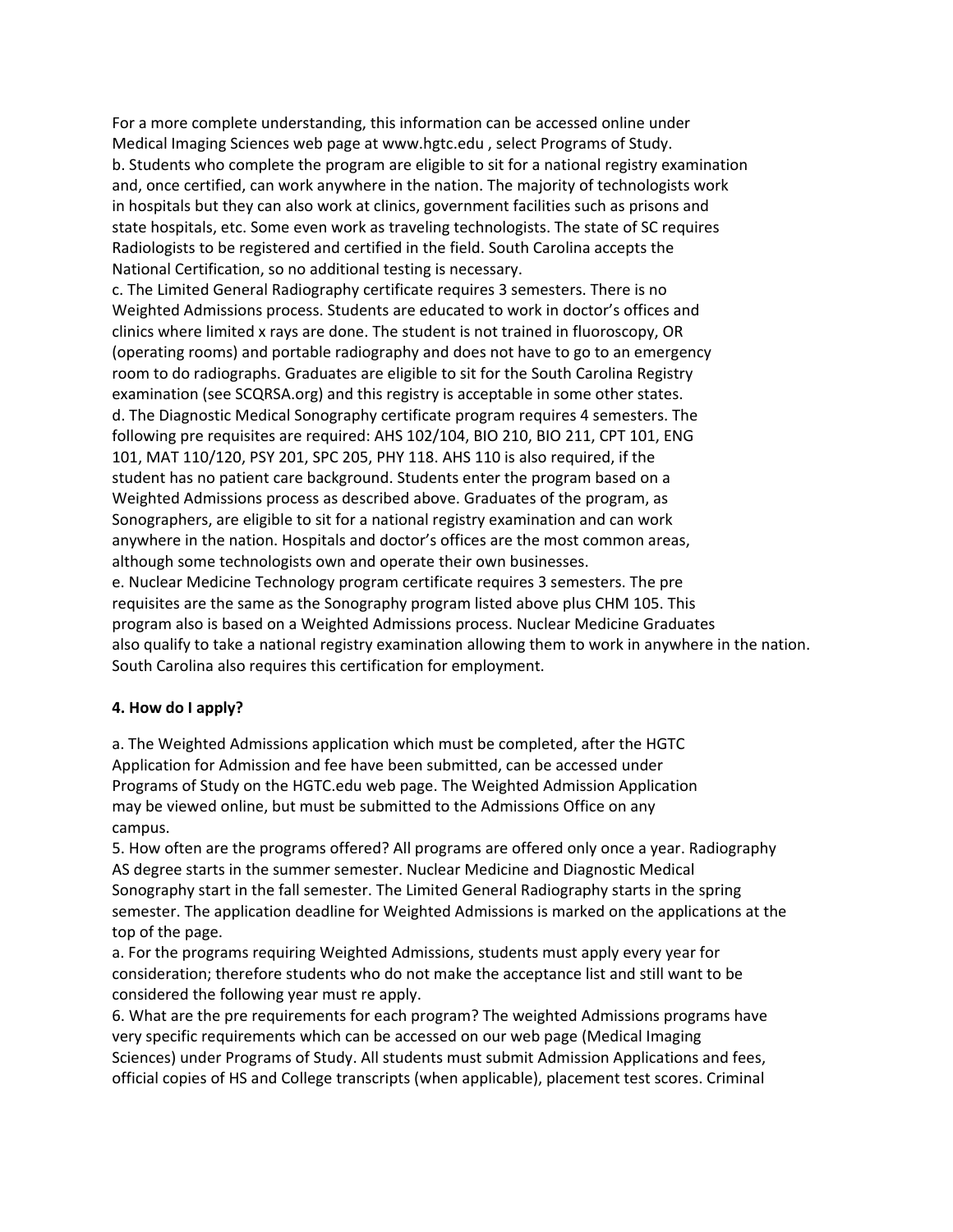For a more complete understanding, this information can be accessed online under Medical Imaging Sciences web page at www.hgtc.edu , select Programs of Study.

b. Students who complete the program are eligible to sit for a national registry examination and, once certified, can work anywhere in the nation. The majority of technologists work in hospitals but they can also work at clinics, government facilities such as prisons and state hospitals, etc. Some even work as traveling technologists. The state of SC requires Radiologists to be registered and certified in the field. South Carolina accepts the National Certification, so no additional testing is necessary.

c. The Limited General Radiography certificate requires 3 semesters. There is no Weighted Admissions process. Students are educated to work in doctor's offices and clinics where limited x rays are done. The student is not trained in fluoroscopy, OR (operating rooms) and portable radiography and does not have to go to an emergency room to do radiographs. Graduates are eligible to sit for the South Carolina Registry examination (see SCQRSA.org) and this registry is acceptable in some other states.

d. The Diagnostic Medical Sonography certificate program requires 4 semesters. The following pre requisites are required: AHS 102/104, BIO 210, BIO 211, CPT 101, ENG 101, MAT 110/120, PSY 201, SPC 205, PHY 118. AHS 110 is also required, if the student has no patient care background. Students enter the program based on a Weighted Admissions process as described above. Graduates of the program, as Sonographers, are eligible to sit for a national registry examination and can work anywhere in the nation. Hospitals and doctor's offices are the most common areas, although some technologists own and operate their own businesses.

e. Nuclear Medicine Technology program certificate requires 3 semesters. The pre requisites are the same as the Sonography program listed above plus CHM 105. This program also is based on a Weighted Admissions process. Nuclear Medicine Graduates also qualify to take a national registry examination allowing them to work in anywhere in the nation. South Carolina also requires this certification for employment.

**4. How do I apply?**

a. The Weighted Admissions application which must be completed, after the HGTC Application for Admission and fee have been submitted, can be accessed under Programs of Study on the HGTC.edu web page. The Weighted Admission Application may be viewed online, but must be submitted to the Admissions Office on any campus.

5. How often are the programs offered? All programs are offered only once a year. Radiography AS degree starts in the summer semester. Nuclear Medicine and Diagnostic Medical Sonography start in the fall semester. The Limited General Radiography starts in the spring semester. The application deadline for Weighted Admissions is marked on the applications at the top of the page.

a. For the programs requiring Weighted Admissions, students must apply every year for consideration; therefore students who do not make the acceptance list and still want to be considered the following year must re apply.

6. What are the pre requirements for each program? The weighted Admissions programs have very specific requirements which can be accessed on our web page (Medical Imaging Sciences) under Programs of Study. All students must submit Admission Applications and fees, official copies of HS and College transcripts (when applicable), placement test scores. Criminal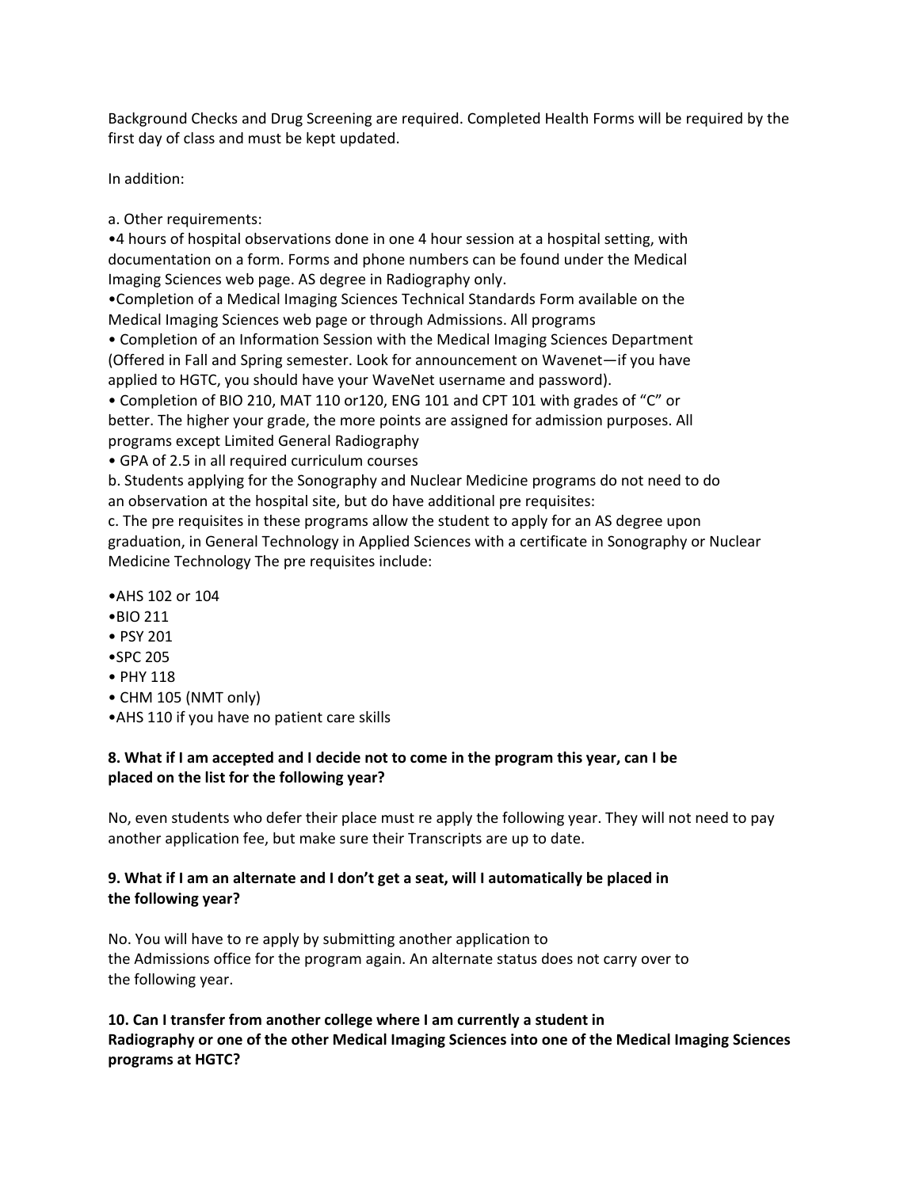Background Checks and Drug Screening are required. Completed Health Forms will be required by the first day of class and must be kept updated.

In addition:

a. Other requirements:

- 4 hours of hospital observations done in one 4 hour session at a hospital setting, with documentation on a form. Forms and phone numbers can be found under the Medical Imaging Sciences web page. AS degree in Radiography only.
- Completion of a Medical Imaging Sciences Technical Standards Form available on the Medical Imaging Sciences web page or through Admissions. All programs
- Completion of an Information Session with the Medical Imaging Sciences Department (Offered in Fall and Spring semester. Look for announcement on Wavenet—if you have applied to HGTC, you should have your WaveNet username and password).
- Completion of BIO 210, MAT 110 or120, ENG 101 and CPT 101 with grades of "C" or better. The higher your grade, the more points are assigned for admission purposes. All programs except Limited General Radiography
- GPA of 2.5 in all required curriculum courses

b. Students applying for the Sonography and Nuclear Medicine programs do not need to do an observation at the hospital site, but do have additional pre requisites:

c. The pre requisites in these programs allow the student to apply for an AS degree upon graduation, in General Technology in Applied Sciences with a certificate in Sonography or Nuclear Medicine Technology The pre requisites include:

- AHS 102 or 104
- BIO 211
- PSY 201
- SPC 205
- PHY 118
- CHM 105 (NMT only)
- AHS 110 if you have no patient care skills

### 8. What if I am accepted and I decide not to come in the program this year, can I be placed on the list for the following year?

No, even students who defer their place must re apply the following year. They will not need to pay another application fee, but make sure their Transcripts are up to date.

### 9. What if I am an alternate and I don't get a seat, will I automatically be placed in the following year?

No. You will have to re apply by submitting another application to the Admissions office for the program again. An alternate status does not carry over to the following year.

### 10. Can I transfer from another college where I am currently a student in Radiography or one of the other Medical Imaging Sciences into one of the Medical Imaging Sciences programs at HGTC?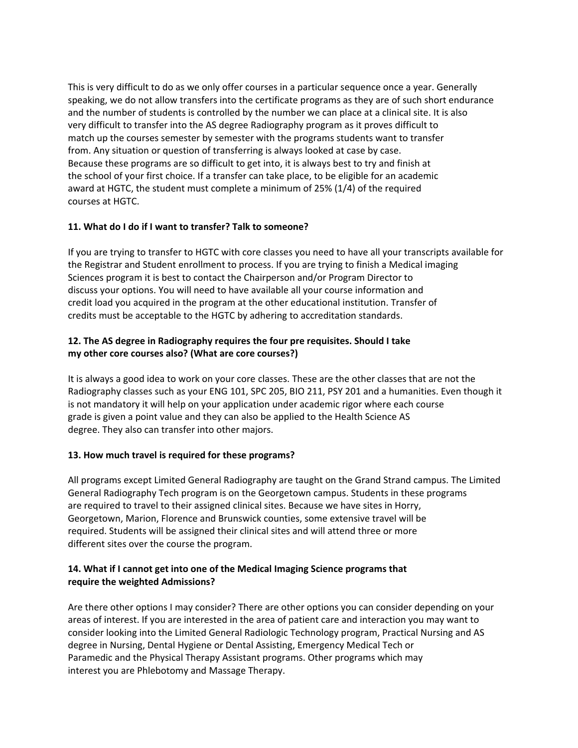This is very difficult to do as we only offer courses in a particular sequence once a year. Generally speaking, we do not allow transfers into the certificate programs as they are of such short endurance and the number of students is controlled by the number we can place at a clinical site. It is also very difficult to transfer into the AS degree Radiography program as it proves difficult to match up the courses semester by semester with the programs students want to transfer from. Any situation or question of transferring is always looked at case by case. Because these programs are so difficult to get into, it is always best to try and finish at the school of your first choice. If a transfer can take place, to be eligible for an academic award at HGTC, the student must complete a minimum of 25% (1/4) of the required courses at HGTC.

**11. What do I do if I want to transfer? Talk to someone?**

If you are trying to transfer to HGTC with core classes you need to have all your transcripts available for the Registrar and Student enrollment to process. If you are trying to finish a Medical imaging Sciences program it is best to contact the Chairperson and/or Program Director to discuss your options. You will need to have available all your course information and credit load you acquired in the program at the other educational institution. Transfer of credits must be acceptable to the HGTC by adhering to accreditation standards.

**12. The AS degree in Radiography requires the four pre requisites. Should I take my other core courses also? (What are core courses?)**

It is always a good idea to work on your core classes. These are the other classes that are not the Radiography classes such as your ENG 101, SPC 205, BIO 211, PSY 201 and a humanities. Even though it is not mandatory it will help on your application under academic rigor where each course grade is given a point value and they can also be applied to the Health Science AS degree. They also can transfer into other majors.

**13. How much travel is required for these programs?**

All programs except Limited General Radiography are taught on the Grand Strand campus. The Limited General Radiography Tech program is on the Georgetown campus. Students in these programs are required to travel to their assigned clinical sites. Because we have sites in Horry, Georgetown, Marion, Florence and Brunswick counties, some extensive travel will be required. Students will be assigned their clinical sites and will attend three or more different sites over the course the program.

**14. What if I cannot get into one of the Medical Imaging Science programs that require the weighted Admissions?**

Are there other options I may consider? There are other options you can consider depending on your areas of interest. If you are interested in the area of patient care and interaction you may want to consider looking into the Limited General Radiologic Technology program, Practical Nursing and AS degree in Nursing, Dental Hygiene or Dental Assisting, Emergency Medical Tech or Paramedic and the Physical Therapy Assistant programs. Other programs which may interest you are Phlebotomy and Massage Therapy.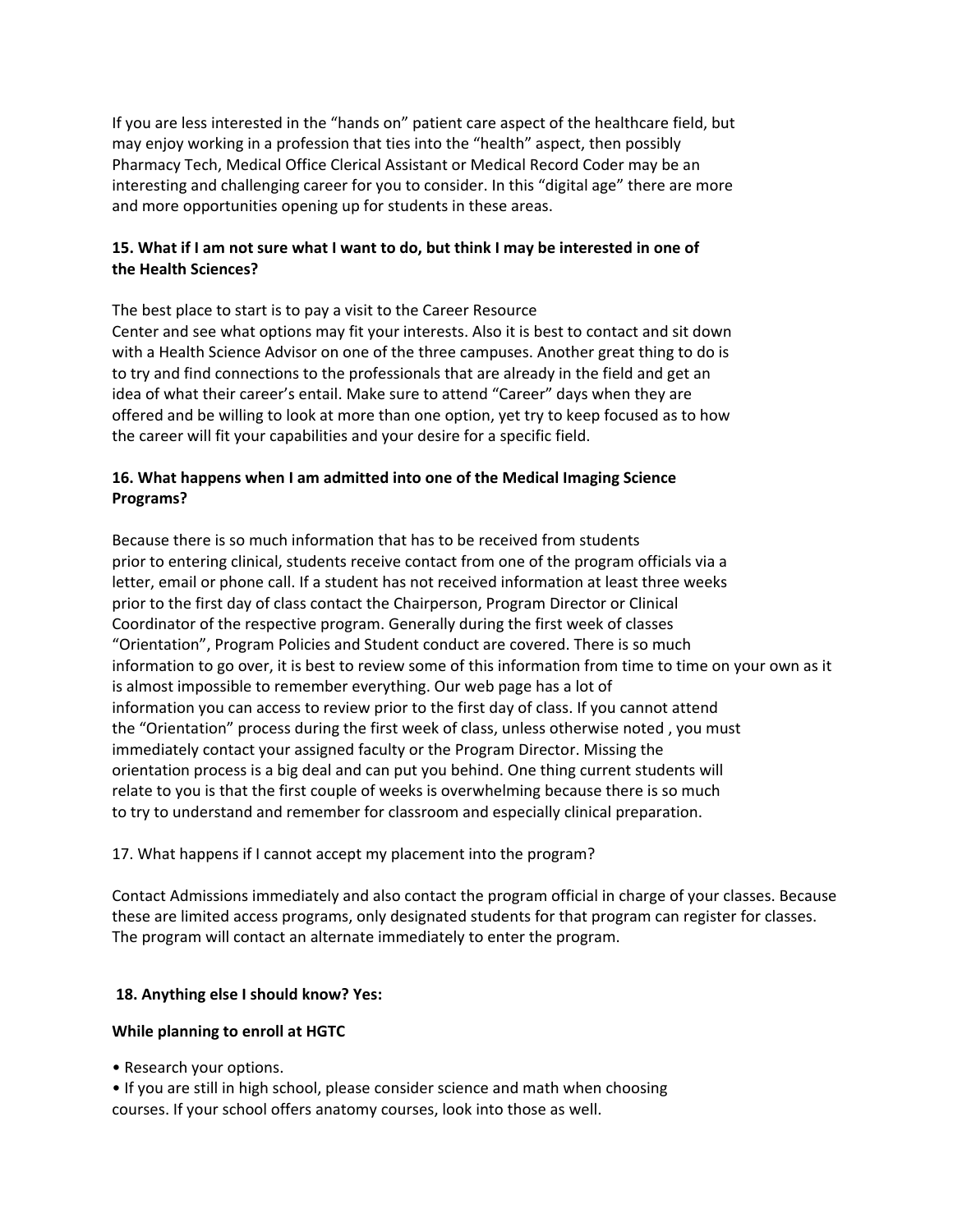If you are less interested in the "hands on" patient care aspect of the healthcare field, but may enjoy working in a profession that ties into the "health" aspect, then possibly Pharmacy Tech, Medical Office Clerical Assistant or Medical Record Coder may be an interesting and challenging career for you to consider. In this "digital age" there are more and more opportunities opening up for students in these areas.

**15. What if I am not sure what I want to do, but think I may be interested in one of the Health Sciences?**

The best place to start is to pay a visit to the Career Resource Center and see what options may fit your interests. Also it is best to contact and sit down with a Health Science Advisor on one of the three campuses. Another great thing to do is to try and find connections to the professionals that are already in the field and get an idea of what their career's entail. Make sure to attend "Career" days when they are offered and be willing to look at more than one option, yet try to keep focused as to how the career will fit your capabilities and your desire for a specific field.

**16. What happens when I am admitted into one of the Medical Imaging Science Programs?**

Because there is so much information that has to be received from students prior to entering clinical, students receive contact from one of the program officials via a letter, email or phone call. If a student has not received information at least three weeks prior to the first day of class contact the Chairperson, Program Director or Clinical Coordinator of the respective program. Generally during the first week of classes "Orientation", Program Policies and Student conduct are covered. There is so much information to go over, it is best to review some of this information from time to time on your own as it is almost impossible to remember everything. Our web page has a lot of information you can access to review prior to the first day of class. If you cannot attend the "Orientation" process during the first week of class, unless otherwise noted , you must immediately contact your assigned faculty or the Program Director. Missing the orientation process is a big deal and can put you behind. One thing current students will relate to you is that the first couple of weeks is overwhelming because there is so much to try to understand and remember for classroom and especially clinical preparation.

17. What happens if I cannot accept my placement into the program?

Contact Admissions immediately and also contact the program official in charge of your classes. Because these are limited access programs, only designated students for that program can register for classes. The program will contact an alternate immediately to enter the program.

**18. Anything else I should know? Yes:**

**While planning to enroll at HGTC**

- Research your options.
- If you are still in high school, please consider science and math when choosing courses. If your school offers anatomy courses, look into those as well.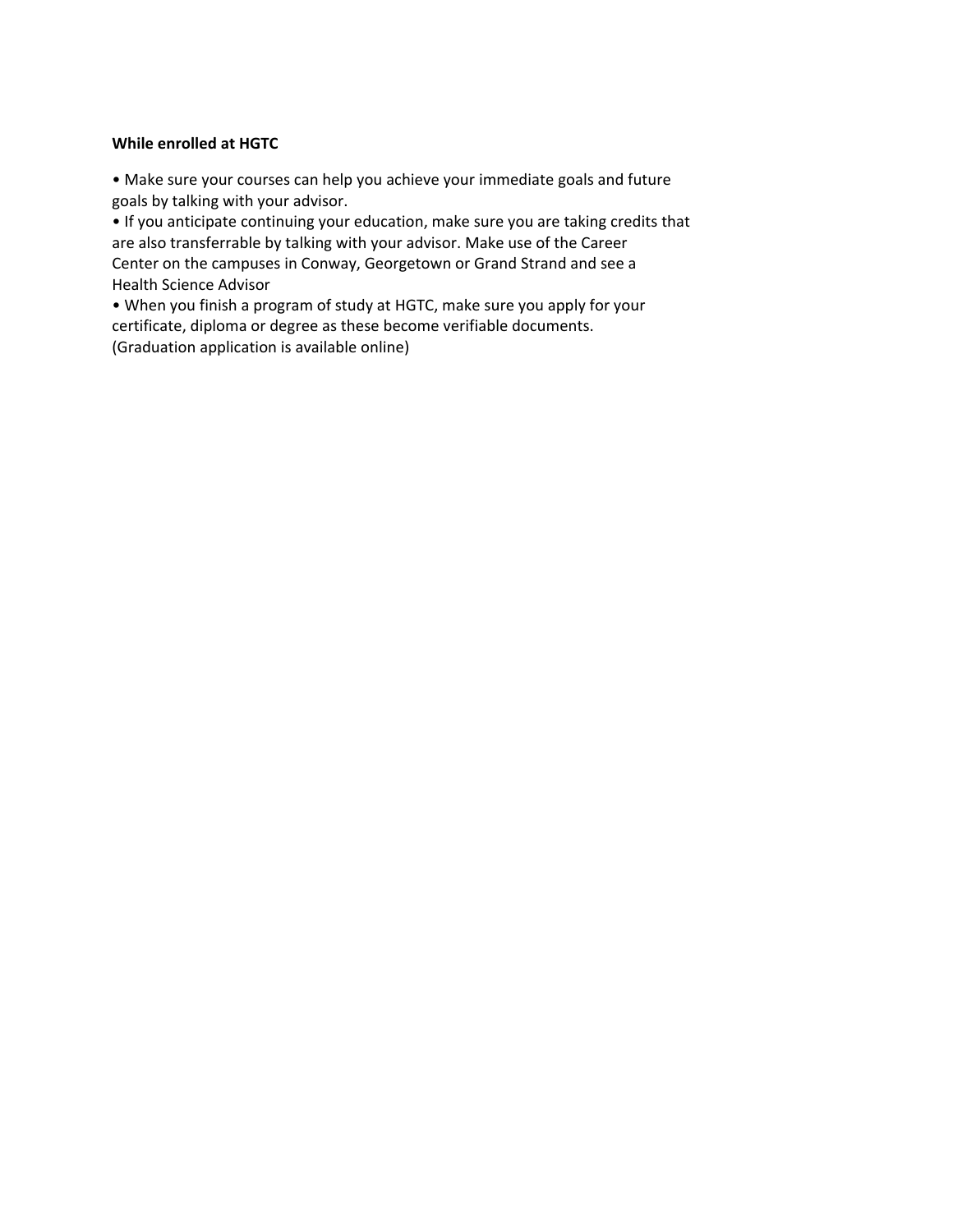**While enrolled at HGTC**

- Make sure your courses can help you achieve your immediate goals and future goals by talking with your advisor.
- If you anticipate continuing your education, make sure you are taking credits that are also transferrable by talking with your advisor. Make use of the Career Center on the campuses in Conway, Georgetown or Grand Strand and see a Health Science Advisor
- When you finish a program of study at HGTC, make sure you apply for your certificate, diploma or degree as these become verifiable documents. (Graduation application is available online)